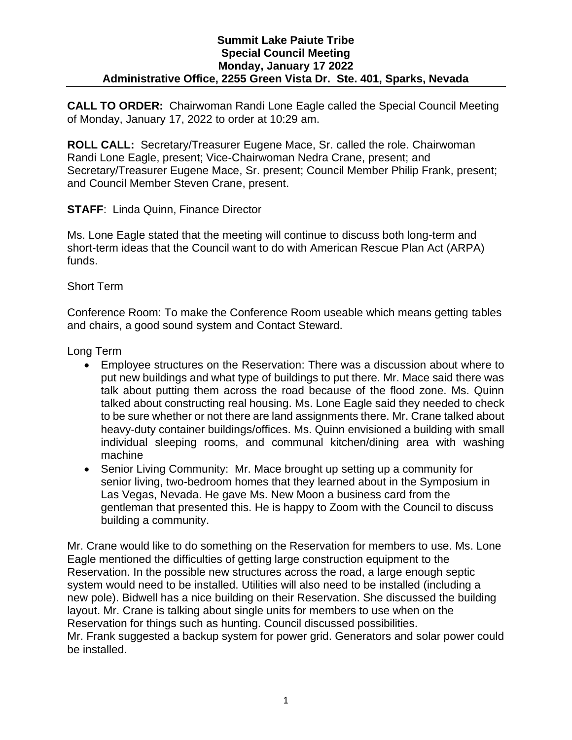**Summit Lake Paiute Tribe**
**Special Council Meeting**
**Monday, January 17 2022**
**Administrative Office, 2255 Green Vista Dr. Ste. 401, Sparks, Nevada**

**CALL TO ORDER:** Chairwoman Randi Lone Eagle called the Special Council Meeting of Monday, January 17, 2022 to order at 10:29 am.

**ROLL CALL:** Secretary/Treasurer Eugene Mace, Sr. called the role. Chairwoman Randi Lone Eagle, present; Vice-Chairwoman Nedra Crane, present; and Secretary/Treasurer Eugene Mace, Sr. present; Council Member Philip Frank, present; and Council Member Steven Crane, present.

**STAFF**: Linda Quinn, Finance Director

Ms. Lone Eagle stated that the meeting will continue to discuss both long-term and short-term ideas that the Council want to do with American Rescue Plan Act (ARPA) funds.

Short Term

Conference Room: To make the Conference Room useable which means getting tables and chairs, a good sound system and Contact Steward.

Long Term

- Employee structures on the Reservation: There was a discussion about where to put new buildings and what type of buildings to put there. Mr. Mace said there was talk about putting them across the road because of the flood zone. Ms. Quinn talked about constructing real housing. Ms. Lone Eagle said they needed to check to be sure whether or not there are land assignments there. Mr. Crane talked about heavy-duty container buildings/offices. Ms. Quinn envisioned a building with small individual sleeping rooms, and communal kitchen/dining area with washing machine
- Senior Living Community: Mr. Mace brought up setting up a community for senior living, two-bedroom homes that they learned about in the Symposium in Las Vegas, Nevada. He gave Ms. New Moon a business card from the gentleman that presented this. He is happy to Zoom with the Council to discuss building a community.

Mr. Crane would like to do something on the Reservation for members to use. Ms. Lone Eagle mentioned the difficulties of getting large construction equipment to the Reservation. In the possible new structures across the road, a large enough septic system would need to be installed. Utilities will also need to be installed (including a new pole). Bidwell has a nice building on their Reservation. She discussed the building layout. Mr. Crane is talking about single units for members to use when on the Reservation for things such as hunting. Council discussed possibilities.
Mr. Frank suggested a backup system for power grid. Generators and solar power could be installed.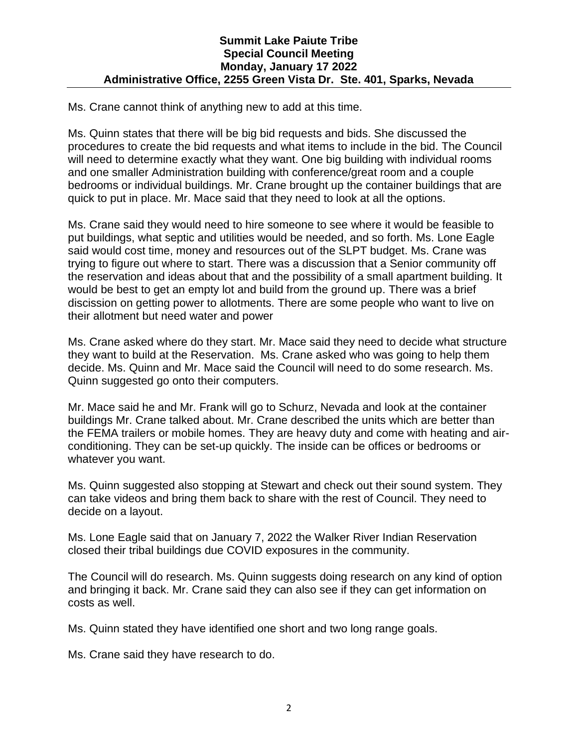Ms. Crane cannot think of anything new to add at this time.

Ms. Quinn states that there will be big bid requests and bids. She discussed the procedures to create the bid requests and what items to include in the bid. The Council will need to determine exactly what they want. One big building with individual rooms and one smaller Administration building with conference/great room and a couple bedrooms or individual buildings. Mr. Crane brought up the container buildings that are quick to put in place. Mr. Mace said that they need to look at all the options.

Ms. Crane said they would need to hire someone to see where it would be feasible to put buildings, what septic and utilities would be needed, and so forth. Ms. Lone Eagle said would cost time, money and resources out of the SLPT budget. Ms. Crane was trying to figure out where to start. There was a discussion that a Senior community off the reservation and ideas about that and the possibility of a small apartment building. It would be best to get an empty lot and build from the ground up. There was a brief discission on getting power to allotments. There are some people who want to live on their allotment but need water and power

Ms. Crane asked where do they start. Mr. Mace said they need to decide what structure they want to build at the Reservation. Ms. Crane asked who was going to help them decide. Ms. Quinn and Mr. Mace said the Council will need to do some research. Ms. Quinn suggested go onto their computers.

Mr. Mace said he and Mr. Frank will go to Schurz, Nevada and look at the container buildings Mr. Crane talked about. Mr. Crane described the units which are better than the FEMA trailers or mobile homes. They are heavy duty and come with heating and air-conditioning. They can be set-up quickly. The inside can be offices or bedrooms or whatever you want.

Ms. Quinn suggested also stopping at Stewart and check out their sound system. They can take videos and bring them back to share with the rest of Council. They need to decide on a layout.

Ms. Lone Eagle said that on January 7, 2022 the Walker River Indian Reservation closed their tribal buildings due COVID exposures in the community.

The Council will do research. Ms. Quinn suggests doing research on any kind of option and bringing it back. Mr. Crane said they can also see if they can get information on costs as well.

Ms. Quinn stated they have identified one short and two long range goals.

Ms. Crane said they have research to do.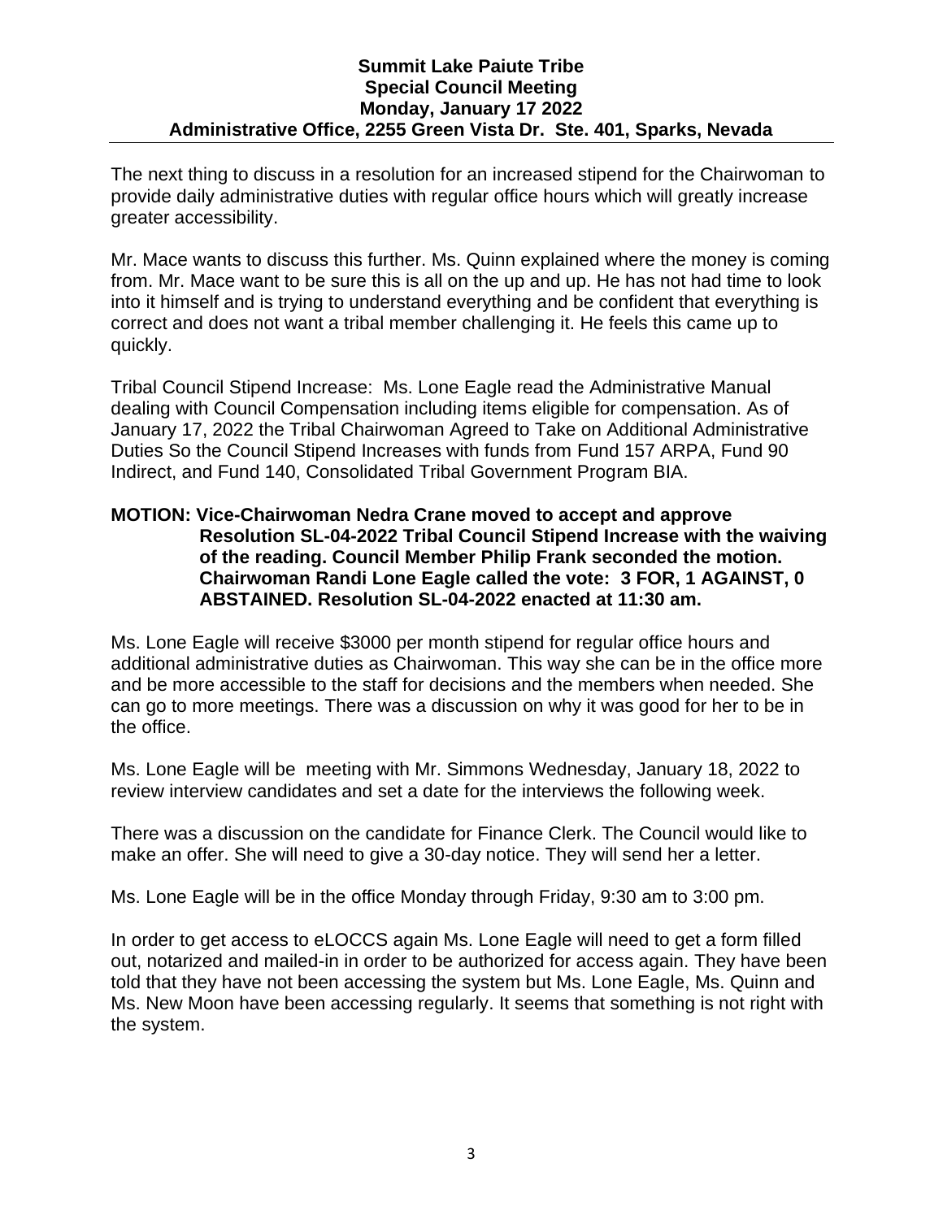The next thing to discuss in a resolution for an increased stipend for the Chairwoman to provide daily administrative duties with regular office hours which will greatly increase greater accessibility.

Mr. Mace wants to discuss this further. Ms. Quinn explained where the money is coming from. Mr. Mace want to be sure this is all on the up and up. He has not had time to look into it himself and is trying to understand everything and be confident that everything is correct and does not want a tribal member challenging it. He feels this came up to quickly.

Tribal Council Stipend Increase: Ms. Lone Eagle read the Administrative Manual dealing with Council Compensation including items eligible for compensation. As of January 17, 2022 the Tribal Chairwoman Agreed to Take on Additional Administrative Duties So the Council Stipend Increases with funds from Fund 157 ARPA, Fund 90 Indirect, and Fund 140, Consolidated Tribal Government Program BIA.

**MOTION: Vice-Chairwoman Nedra Crane moved to accept and approve Resolution SL-04-2022 Tribal Council Stipend Increase with the waiving of the reading. Council Member Philip Frank seconded the motion. Chairwoman Randi Lone Eagle called the vote: 3 FOR, 1 AGAINST, 0 ABSTAINED. Resolution SL-04-2022 enacted at 11:30 am.**

Ms. Lone Eagle will receive $3000 per month stipend for regular office hours and additional administrative duties as Chairwoman. This way she can be in the office more and be more accessible to the staff for decisions and the members when needed. She can go to more meetings. There was a discussion on why it was good for her to be in the office.

Ms. Lone Eagle will be meeting with Mr. Simmons Wednesday, January 18, 2022 to review interview candidates and set a date for the interviews the following week.

There was a discussion on the candidate for Finance Clerk. The Council would like to make an offer. She will need to give a 30-day notice. They will send her a letter.

Ms. Lone Eagle will be in the office Monday through Friday, 9:30 am to 3:00 pm.

In order to get access to eLOCCS again Ms. Lone Eagle will need to get a form filled out, notarized and mailed-in in order to be authorized for access again. They have been told that they have not been accessing the system but Ms. Lone Eagle, Ms. Quinn and Ms. New Moon have been accessing regularly. It seems that something is not right with the system.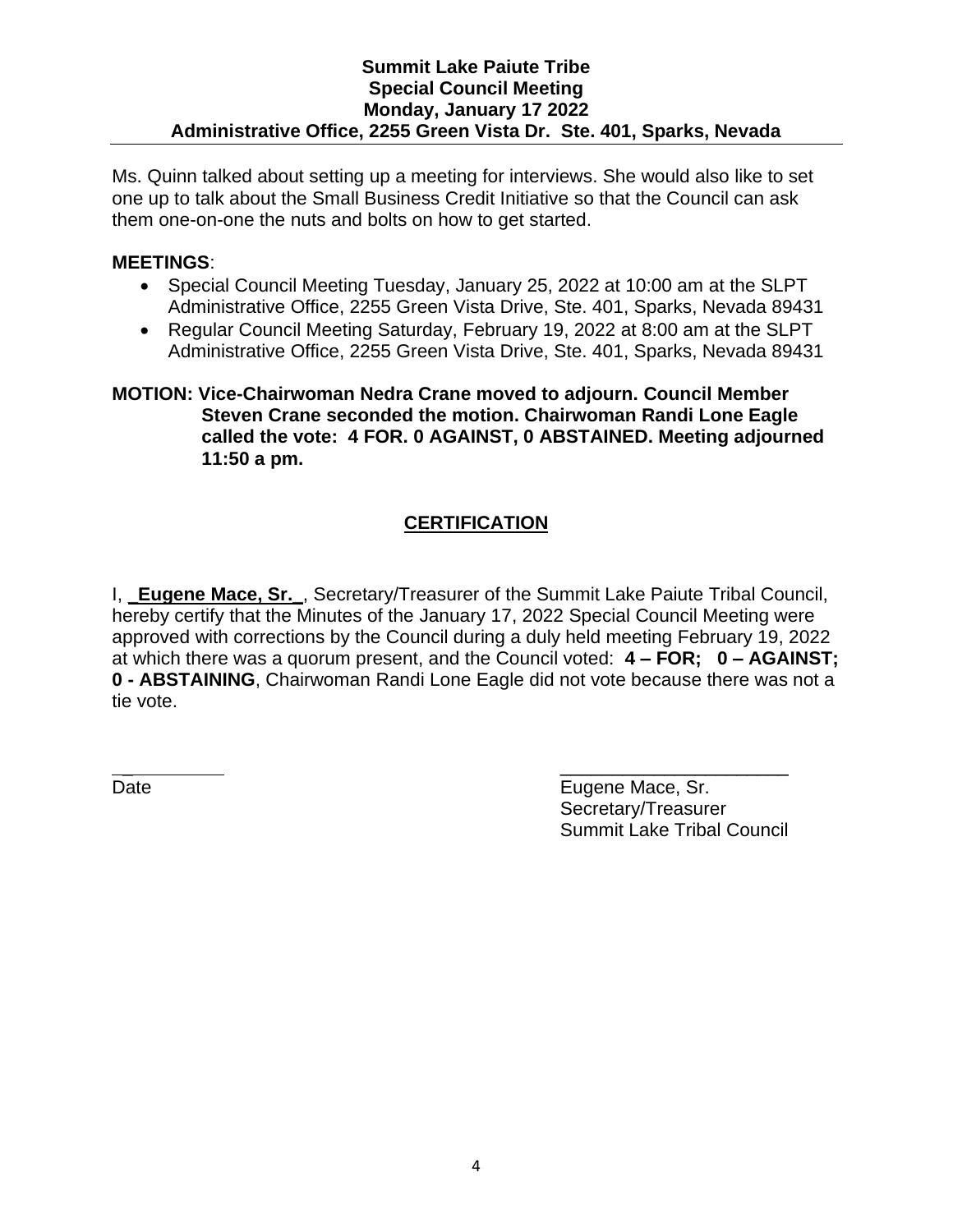Ms. Quinn talked about setting up a meeting for interviews. She would also like to set one up to talk about the Small Business Credit Initiative so that the Council can ask them one-on-one the nuts and bolts on how to get started.

**MEETINGS**:

- Special Council Meeting Tuesday, January 25, 2022 at 10:00 am at the SLPT Administrative Office, 2255 Green Vista Drive, Ste. 401, Sparks, Nevada 89431
- Regular Council Meeting Saturday, February 19, 2022 at 8:00 am at the SLPT Administrative Office, 2255 Green Vista Drive, Ste. 401, Sparks, Nevada 89431

**MOTION: Vice-Chairwoman Nedra Crane moved to adjourn. Council Member Steven Crane seconded the motion. Chairwoman Randi Lone Eagle called the vote: 4 FOR. 0 AGAINST, 0 ABSTAINED. Meeting adjourned 11:50 a pm.**

## CERTIFICATION

I, **_Eugene Mace, Sr._**, Secretary/Treasurer of the Summit Lake Paiute Tribal Council, hereby certify that the Minutes of the January 17, 2022 Special Council Meeting were approved with corrections by the Council during a duly held meeting February 19, 2022 at which there was a quorum present, and the Council voted: **4 – FOR; 0 – AGAINST; 0 - ABSTAINING**, Chairwoman Randi Lone Eagle did not vote because there was not a tie vote.

__________ ______________________

Date

Eugene Mace, Sr.
Secretary/Treasurer
Summit Lake Tribal Council